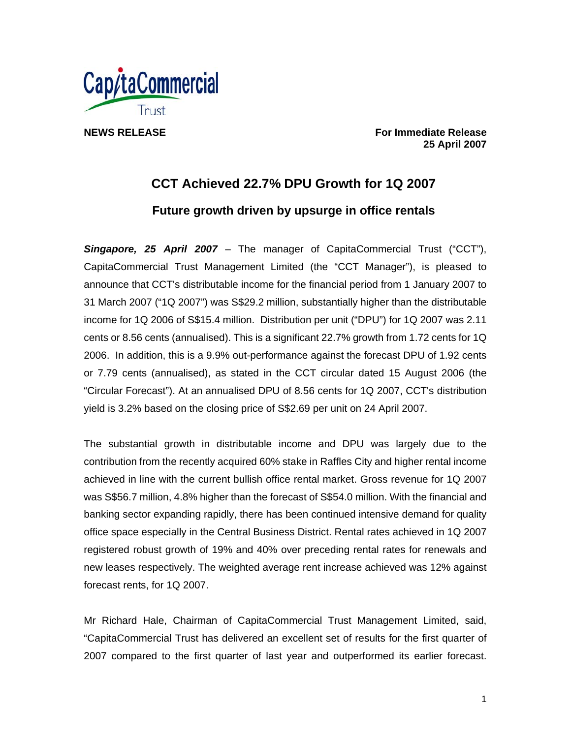CapitaCommercial Trust

**NEWS RELEASE**

**For Immediate Release**
**25 April 2007**

# CCT Achieved 22.7% DPU Growth for 1Q 2007

## Future growth driven by upsurge in office rentals

***Singapore, 25 April 2007*** – The manager of CapitaCommercial Trust ("CCT"), CapitaCommercial Trust Management Limited (the "CCT Manager"), is pleased to announce that CCT's distributable income for the financial period from 1 January 2007 to 31 March 2007 ("1Q 2007") was S$29.2 million, substantially higher than the distributable income for 1Q 2006 of S$15.4 million. Distribution per unit ("DPU") for 1Q 2007 was 2.11 cents or 8.56 cents (annualised). This is a significant 22.7% growth from 1.72 cents for 1Q 2006. In addition, this is a 9.9% out-performance against the forecast DPU of 1.92 cents or 7.79 cents (annualised), as stated in the CCT circular dated 15 August 2006 (the "Circular Forecast"). At an annualised DPU of 8.56 cents for 1Q 2007, CCT's distribution yield is 3.2% based on the closing price of S$2.69 per unit on 24 April 2007.

The substantial growth in distributable income and DPU was largely due to the contribution from the recently acquired 60% stake in Raffles City and higher rental income achieved in line with the current bullish office rental market. Gross revenue for 1Q 2007 was S$56.7 million, 4.8% higher than the forecast of S$54.0 million. With the financial and banking sector expanding rapidly, there has been continued intensive demand for quality office space especially in the Central Business District. Rental rates achieved in 1Q 2007 registered robust growth of 19% and 40% over preceding rental rates for renewals and new leases respectively. The weighted average rent increase achieved was 12% against forecast rents, for 1Q 2007.

Mr Richard Hale, Chairman of CapitaCommercial Trust Management Limited, said, "CapitaCommercial Trust has delivered an excellent set of results for the first quarter of 2007 compared to the first quarter of last year and outperformed its earlier forecast.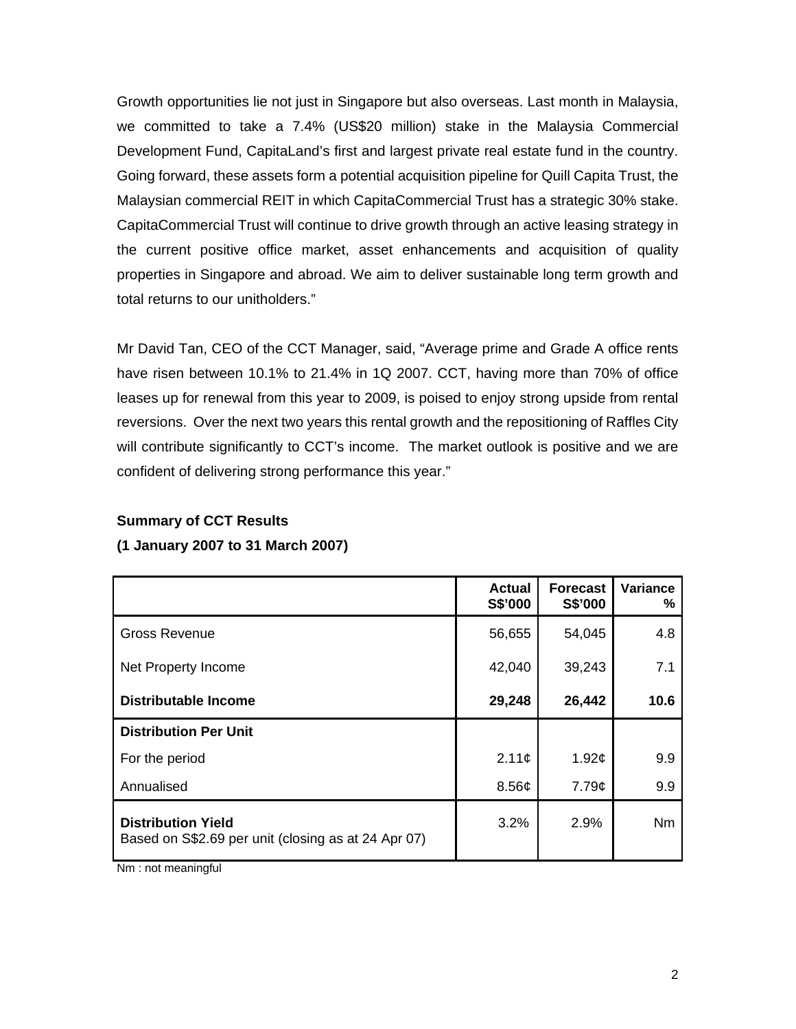Growth opportunities lie not just in Singapore but also overseas. Last month in Malaysia, we committed to take a 7.4% (US$20 million) stake in the Malaysia Commercial Development Fund, CapitaLand's first and largest private real estate fund in the country. Going forward, these assets form a potential acquisition pipeline for Quill Capita Trust, the Malaysian commercial REIT in which CapitaCommercial Trust has a strategic 30% stake. CapitaCommercial Trust will continue to drive growth through an active leasing strategy in the current positive office market, asset enhancements and acquisition of quality properties in Singapore and abroad. We aim to deliver sustainable long term growth and total returns to our unitholders."

Mr David Tan, CEO of the CCT Manager, said, "Average prime and Grade A office rents have risen between 10.1% to 21.4% in 1Q 2007. CCT, having more than 70% of office leases up for renewal from this year to 2009, is poised to enjoy strong upside from rental reversions. Over the next two years this rental growth and the repositioning of Raffles City will contribute significantly to CCT's income. The market outlook is positive and we are confident of delivering strong performance this year."

**Summary of CCT Results**

**(1 January 2007 to 31 March 2007)**

| | Actual S$'000 | Forecast S$'000 | Variance % |
|---|---|---|---|
| Gross Revenue | 56,655 | 54,045 | 4.8 |
| Net Property Income | 42,040 | 39,243 | 7.1 |
| **Distributable Income** | **29,248** | **26,442** | **10.6** |
| **Distribution Per Unit** | | | |
| For the period | 2.11¢ | 1.92¢ | 9.9 |
| Annualised | 8.56¢ | 7.79¢ | 9.9 |
| **Distribution Yield** Based on S$2.69 per unit (closing as at 24 Apr 07) | 3.2% | 2.9% | Nm |

Nm : not meaningful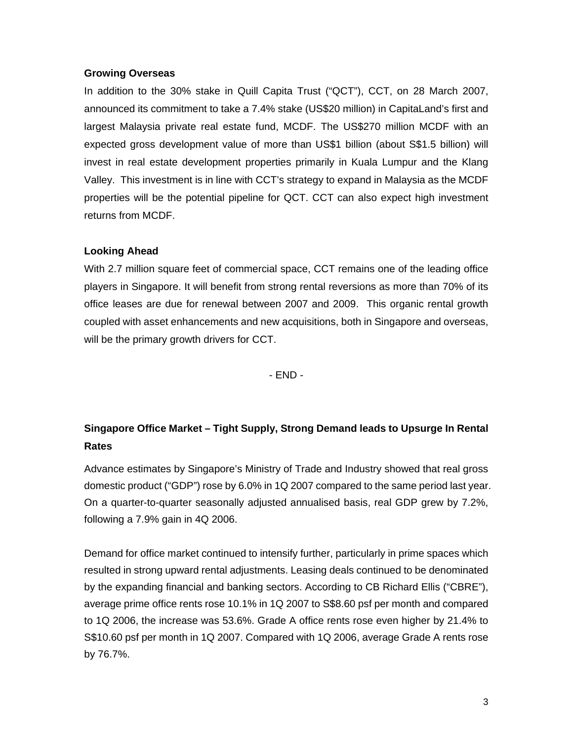**Growing Overseas**

In addition to the 30% stake in Quill Capita Trust ("QCT"), CCT, on 28 March 2007, announced its commitment to take a 7.4% stake (US$20 million) in CapitaLand's first and largest Malaysia private real estate fund, MCDF. The US$270 million MCDF with an expected gross development value of more than US$1 billion (about S$1.5 billion) will invest in real estate development properties primarily in Kuala Lumpur and the Klang Valley. This investment is in line with CCT's strategy to expand in Malaysia as the MCDF properties will be the potential pipeline for QCT. CCT can also expect high investment returns from MCDF.

**Looking Ahead**

With 2.7 million square feet of commercial space, CCT remains one of the leading office players in Singapore. It will benefit from strong rental reversions as more than 70% of its office leases are due for renewal between 2007 and 2009. This organic rental growth coupled with asset enhancements and new acquisitions, both in Singapore and overseas, will be the primary growth drivers for CCT.

- END -

## Singapore Office Market – Tight Supply, Strong Demand leads to Upsurge In Rental Rates

Advance estimates by Singapore's Ministry of Trade and Industry showed that real gross domestic product ("GDP") rose by 6.0% in 1Q 2007 compared to the same period last year. On a quarter-to-quarter seasonally adjusted annualised basis, real GDP grew by 7.2%, following a 7.9% gain in 4Q 2006.

Demand for office market continued to intensify further, particularly in prime spaces which resulted in strong upward rental adjustments. Leasing deals continued to be denominated by the expanding financial and banking sectors. According to CB Richard Ellis ("CBRE"), average prime office rents rose 10.1% in 1Q 2007 to S$8.60 psf per month and compared to 1Q 2006, the increase was 53.6%. Grade A office rents rose even higher by 21.4% to S$10.60 psf per month in 1Q 2007. Compared with 1Q 2006, average Grade A rents rose by 76.7%.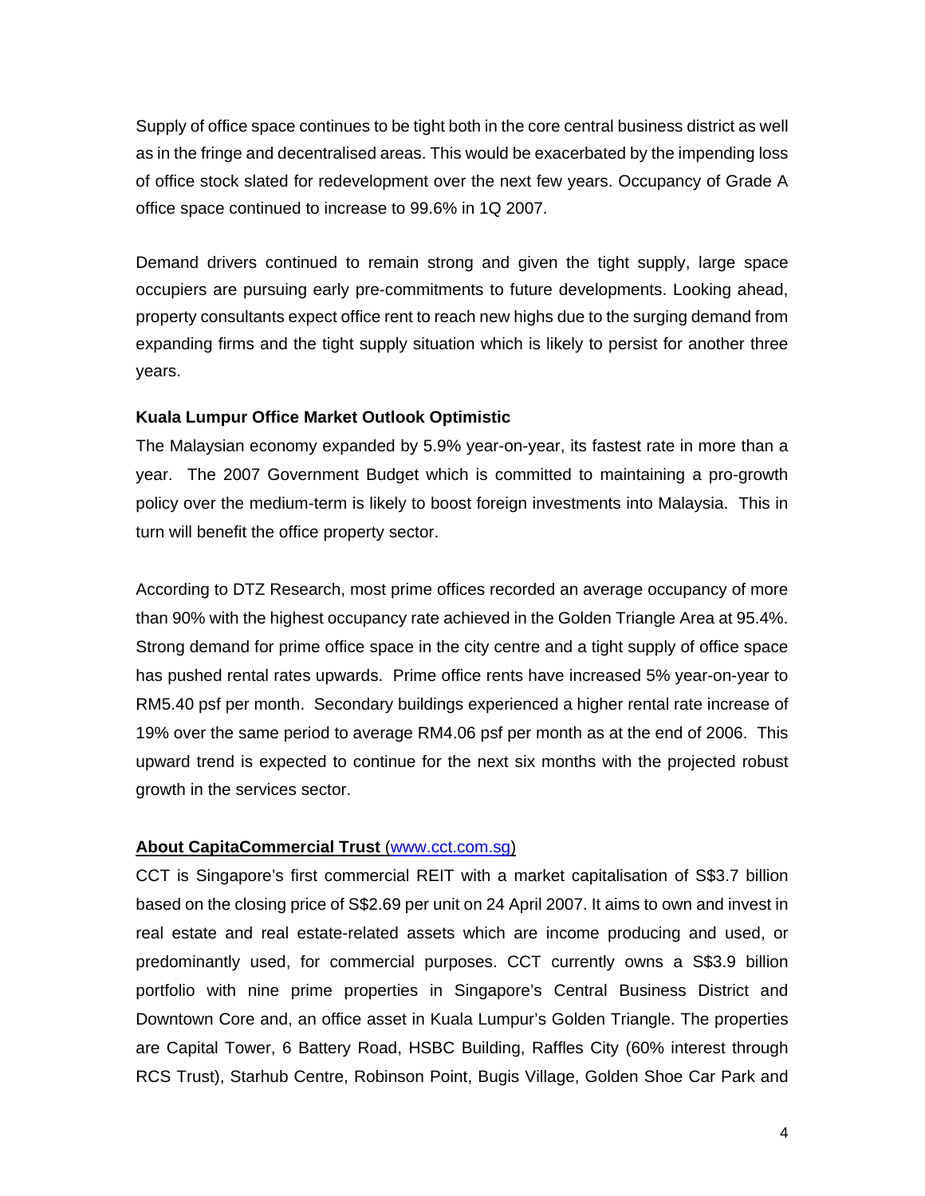Supply of office space continues to be tight both in the core central business district as well as in the fringe and decentralised areas. This would be exacerbated by the impending loss of office stock slated for redevelopment over the next few years. Occupancy of Grade A office space continued to increase to 99.6% in 1Q 2007.

Demand drivers continued to remain strong and given the tight supply, large space occupiers are pursuing early pre-commitments to future developments. Looking ahead, property consultants expect office rent to reach new highs due to the surging demand from expanding firms and the tight supply situation which is likely to persist for another three years.

**Kuala Lumpur Office Market Outlook Optimistic**

The Malaysian economy expanded by 5.9% year-on-year, its fastest rate in more than a year. The 2007 Government Budget which is committed to maintaining a pro-growth policy over the medium-term is likely to boost foreign investments into Malaysia. This in turn will benefit the office property sector.

According to DTZ Research, most prime offices recorded an average occupancy of more than 90% with the highest occupancy rate achieved in the Golden Triangle Area at 95.4%. Strong demand for prime office space in the city centre and a tight supply of office space has pushed rental rates upwards. Prime office rents have increased 5% year-on-year to RM5.40 psf per month. Secondary buildings experienced a higher rental rate increase of 19% over the same period to average RM4.06 psf per month as at the end of 2006. This upward trend is expected to continue for the next six months with the projected robust growth in the services sector.

**About CapitaCommercial Trust** (www.cct.com.sg)

CCT is Singapore's first commercial REIT with a market capitalisation of S$3.7 billion based on the closing price of S$2.69 per unit on 24 April 2007. It aims to own and invest in real estate and real estate-related assets which are income producing and used, or predominantly used, for commercial purposes. CCT currently owns a S$3.9 billion portfolio with nine prime properties in Singapore's Central Business District and Downtown Core and, an office asset in Kuala Lumpur's Golden Triangle. The properties are Capital Tower, 6 Battery Road, HSBC Building, Raffles City (60% interest through RCS Trust), Starhub Centre, Robinson Point, Bugis Village, Golden Shoe Car Park and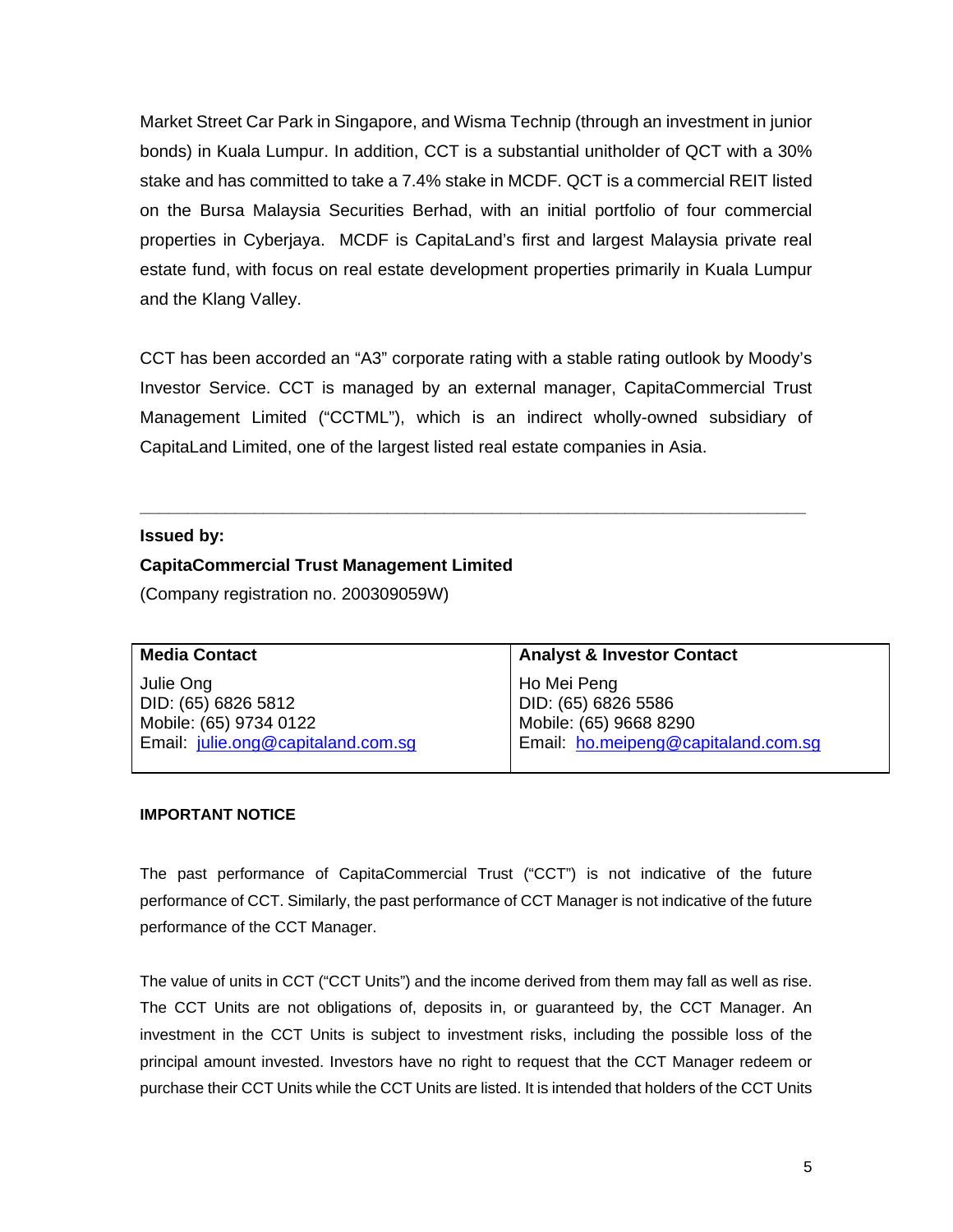Market Street Car Park in Singapore, and Wisma Technip (through an investment in junior bonds) in Kuala Lumpur. In addition, CCT is a substantial unitholder of QCT with a 30% stake and has committed to take a 7.4% stake in MCDF. QCT is a commercial REIT listed on the Bursa Malaysia Securities Berhad, with an initial portfolio of four commercial properties in Cyberjaya. MCDF is CapitaLand's first and largest Malaysia private real estate fund, with focus on real estate development properties primarily in Kuala Lumpur and the Klang Valley.

CCT has been accorded an "A3" corporate rating with a stable rating outlook by Moody's Investor Service. CCT is managed by an external manager, CapitaCommercial Trust Management Limited ("CCTML"), which is an indirect wholly-owned subsidiary of CapitaLand Limited, one of the largest listed real estate companies in Asia.

---

**Issued by:**

**CapitaCommercial Trust Management Limited**

(Company registration no. 200309059W)

| **Media Contact** | **Analyst & Investor Contact** |
|---|---|
| Julie Ong<br>DID: (65) 6826 5812<br>Mobile: (65) 9734 0122<br>Email: julie.ong@capitaland.com.sg | Ho Mei Peng<br>DID: (65) 6826 5586<br>Mobile: (65) 9668 8290<br>Email: ho.meipeng@capitaland.com.sg |

**IMPORTANT NOTICE**

The past performance of CapitaCommercial Trust ("CCT") is not indicative of the future performance of CCT. Similarly, the past performance of CCT Manager is not indicative of the future performance of the CCT Manager.

The value of units in CCT ("CCT Units") and the income derived from them may fall as well as rise. The CCT Units are not obligations of, deposits in, or guaranteed by, the CCT Manager. An investment in the CCT Units is subject to investment risks, including the possible loss of the principal amount invested. Investors have no right to request that the CCT Manager redeem or purchase their CCT Units while the CCT Units are listed. It is intended that holders of the CCT Units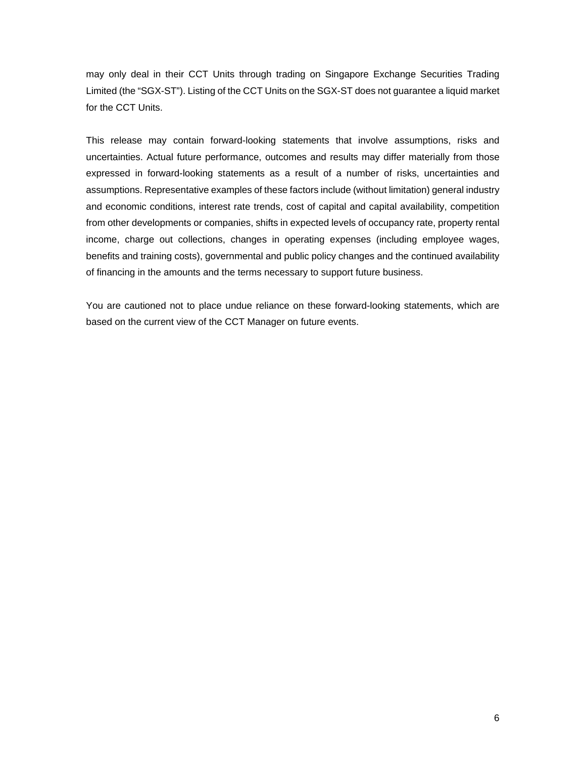may only deal in their CCT Units through trading on Singapore Exchange Securities Trading Limited (the "SGX-ST"). Listing of the CCT Units on the SGX-ST does not guarantee a liquid market for the CCT Units.

This release may contain forward-looking statements that involve assumptions, risks and uncertainties. Actual future performance, outcomes and results may differ materially from those expressed in forward-looking statements as a result of a number of risks, uncertainties and assumptions. Representative examples of these factors include (without limitation) general industry and economic conditions, interest rate trends, cost of capital and capital availability, competition from other developments or companies, shifts in expected levels of occupancy rate, property rental income, charge out collections, changes in operating expenses (including employee wages, benefits and training costs), governmental and public policy changes and the continued availability of financing in the amounts and the terms necessary to support future business.

You are cautioned not to place undue reliance on these forward-looking statements, which are based on the current view of the CCT Manager on future events.